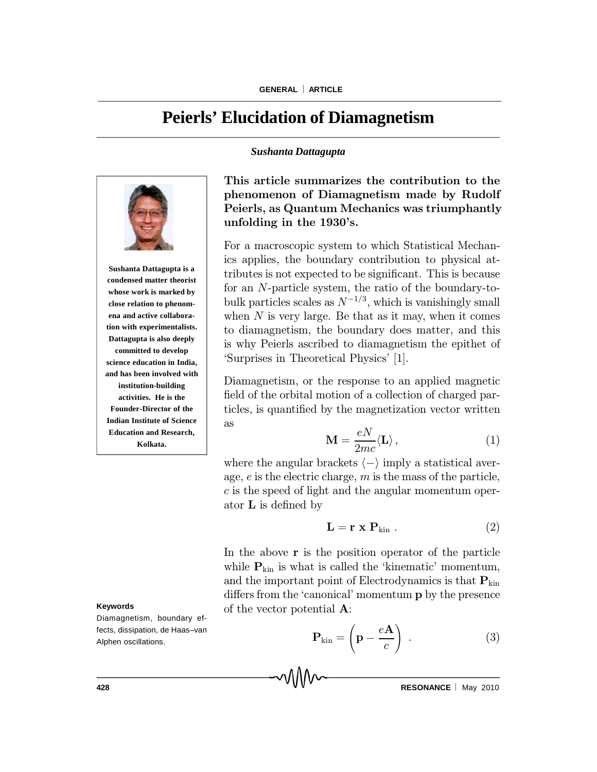GENERAL | ARTICLE

# Peierls' Elucidation of Diamagnetism

***Sushanta Dattagupta***

**Sushanta Dattagupta is a condensed matter theorist whose work is marked by close relation to phenomena and active collaboration with experimentalists. Dattagupta is also deeply committed to develop science education in India, and has been involved with institution-building activities. He is the Founder-Director of the Indian Institute of Science Education and Research, Kolkata.**

**This article summarizes the contribution to the phenomenon of Diamagnetism made by Rudolf Peierls, as Quantum Mechanics was triumphantly unfolding in the 1930's.**

For a macroscopic system to which Statistical Mechanics applies, the boundary contribution to physical attributes is not expected to be significant. This is because for an $N$-particle system, the ratio of the boundary-to-bulk particles scales as $N^{-1/3}$, which is vanishingly small when $N$ is very large. Be that as it may, when it comes to diamagnetism, the boundary does matter, and this is why Peierls ascribed to diamagnetism the epithet of 'Surprises in Theoretical Physics' [1].

Diamagnetism, or the response to an applied magnetic field of the orbital motion of a collection of charged particles, is quantified by the magnetization vector written as

$$\mathbf{M} = \frac{eN}{2mc}\langle \mathbf{L} \rangle \, , \tag{1}$$

where the angular brackets $\langle - \rangle$ imply a statistical average, $e$ is the electric charge, $m$ is the mass of the particle, $c$ is the speed of light and the angular momentum operator $\mathbf{L}$ is defined by

$$\mathbf{L} = \mathbf{r} \times \mathbf{P}_{\text{kin}} \, . \tag{2}$$

In the above $\mathbf{r}$ is the position operator of the particle while $\mathbf{P}_{\text{kin}}$ is what is called the 'kinematic' momentum, and the important point of Electrodynamics is that $\mathbf{P}_{\text{kin}}$ differs from the 'canonical' momentum $\mathbf{p}$ by the presence of the vector potential $\mathbf{A}$:

$$\mathbf{P}_{\text{kin}} = \left( \mathbf{p} - \frac{e\mathbf{A}}{c} \right) \, . \tag{3}$$

**Keywords**

Diamagnetism, boundary effects, dissipation, de Haas–van Alphen oscillations.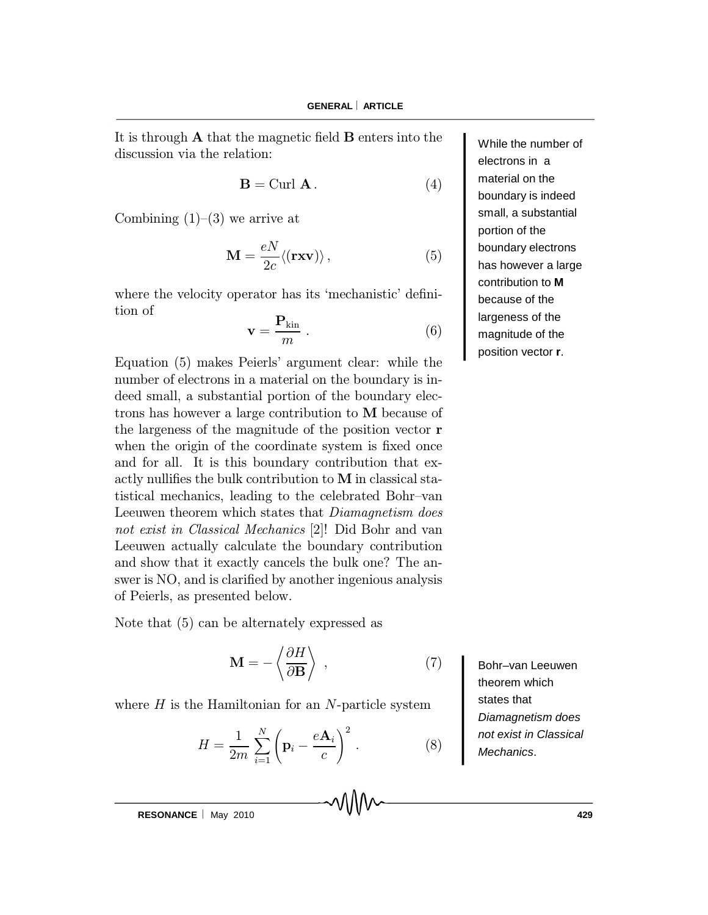It is through **A** that the magnetic field **B** enters into the discussion via the relation:

$$\mathbf{B} = \text{Curl } \mathbf{A}\,. \tag{4}$$

Combining (1)–(3) we arrive at

$$\mathbf{M} = \frac{eN}{2c}\langle\langle \mathbf{rxv} \rangle\rangle\,, \tag{5}$$

where the velocity operator has its 'mechanistic' definition of

$$\mathbf{v} = \frac{\mathbf{P}_{\text{kin}}}{m}\,. \tag{6}$$

Equation (5) makes Peierls' argument clear: while the number of electrons in a material on the boundary is indeed small, a substantial portion of the boundary electrons has however a large contribution to **M** because of the largeness of the magnitude of the position vector **r** when the origin of the coordinate system is fixed once and for all. It is this boundary contribution that exactly nullifies the bulk contribution to **M** in classical statistical mechanics, leading to the celebrated Bohr–van Leeuwen theorem which states that *Diamagnetism does not exist in Classical Mechanics* [2]! Did Bohr and van Leeuwen actually calculate the boundary contribution and show that it exactly cancels the bulk one? The answer is NO, and is clarified by another ingenious analysis of Peierls, as presented below.

While the number of electrons in a material on the boundary is indeed small, a substantial portion of the boundary electrons has however a large contribution to **M** because of the largeness of the magnitude of the position vector **r**.

Note that (5) can be alternately expressed as

$$\mathbf{M} = -\left\langle \frac{\partial H}{\partial \mathbf{B}} \right\rangle\,, \tag{7}$$

where $H$ is the Hamiltonian for an $N$-particle system

$$H = \frac{1}{2m}\sum_{i=1}^{N}\left(\mathbf{p}_i - \frac{e\mathbf{A}_i}{c}\right)^2\,. \tag{8}$$

Bohr–van Leeuwen theorem which states that *Diamagnetism does not exist in Classical Mechanics*.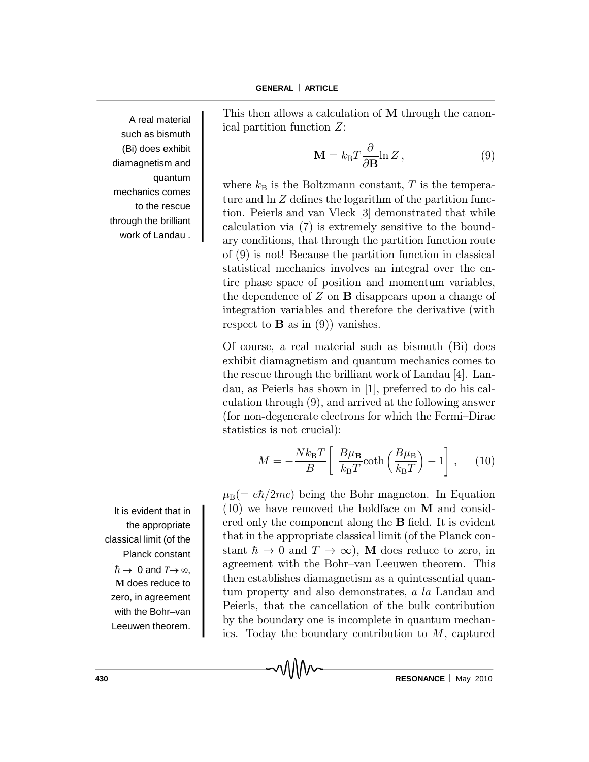This then allows a calculation of $\mathbf{M}$ through the canonical partition function $Z$:

$$\mathbf{M} = k_{\mathrm{B}} T \frac{\partial}{\partial \mathbf{B}} \ln Z \,, \tag{9}$$

where $k_{\mathrm{B}}$ is the Boltzmann constant, $T$ is the temperature and $\ln Z$ defines the logarithm of the partition function. Peierls and van Vleck [3] demonstrated that while calculation via (7) is extremely sensitive to the boundary conditions, that through the partition function route of (9) is not! Because the partition function in classical statistical mechanics involves an integral over the entire phase space of position and momentum variables, the dependence of $Z$ on $\mathbf{B}$ disappears upon a change of integration variables and therefore the derivative (with respect to $\mathbf{B}$ as in (9)) vanishes.

Of course, a real material such as bismuth (Bi) does exhibit diamagnetism and quantum mechanics comes to the rescue through the brilliant work of Landau [4]. Landau, as Peierls has shown in [1], preferred to do his calculation through (9), and arrived at the following answer (for non-degenerate electrons for which the Fermi–Dirac statistics is not crucial):

$$M = -\frac{N k_{\mathrm{B}} T}{B} \left[ \frac{B \mu_{\mathbf{B}}}{k_{\mathrm{B}} T} \coth\left( \frac{B \mu_{\mathrm{B}}}{k_{\mathrm{B}} T} \right) - 1 \right] , \tag{10}$$

$\mu_{\mathrm{B}} (= e\hbar/2mc)$ being the Bohr magneton. In Equation (10) we have removed the boldface on $\mathbf{M}$ and considered only the component along the $\mathbf{B}$ field. It is evident that in the appropriate classical limit (of the Planck constant $\hbar \to 0$ and $T \to \infty$), $\mathbf{M}$ does reduce to zero, in agreement with the Bohr–van Leeuwen theorem. This then establishes diamagnetism as a quintessential quantum property and also demonstrates, *a la* Landau and Peierls, that the cancellation of the bulk contribution by the boundary one is incomplete in quantum mechanics. Today the boundary contribution to $M$, captured

A real material such as bismuth (Bi) does exhibit diamagnetism and quantum mechanics comes to the rescue through the brilliant work of Landau .

It is evident that in the appropriate classical limit (of the Planck constant $\hbar \to 0$ and $T \to \infty$, $\mathbf{M}$ does reduce to zero, in agreement with the Bohr–van Leeuwen theorem.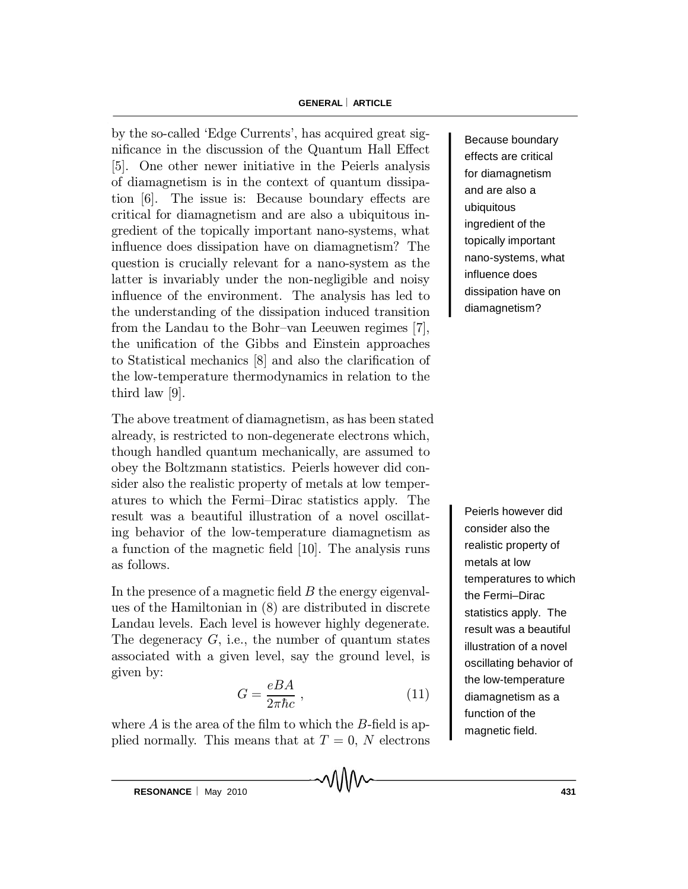by the so-called 'Edge Currents', has acquired great significance in the discussion of the Quantum Hall Effect [5]. One other newer initiative in the Peierls analysis of diamagnetism is in the context of quantum dissipation [6]. The issue is: Because boundary effects are critical for diamagnetism and are also a ubiquitous ingredient of the topically important nano-systems, what influence does dissipation have on diamagnetism? The question is crucially relevant for a nano-system as the latter is invariably under the non-negligible and noisy influence of the environment. The analysis has led to the understanding of the dissipation induced transition from the Landau to the Bohr–van Leeuwen regimes [7], the unification of the Gibbs and Einstein approaches to Statistical mechanics [8] and also the clarification of the low-temperature thermodynamics in relation to the third law [9].

Because boundary effects are critical for diamagnetism and are also a ubiquitous ingredient of the topically important nano-systems, what influence does dissipation have on diamagnetism?

The above treatment of diamagnetism, as has been stated already, is restricted to non-degenerate electrons which, though handled quantum mechanically, are assumed to obey the Boltzmann statistics. Peierls however did consider also the realistic property of metals at low temperatures to which the Fermi–Dirac statistics apply. The result was a beautiful illustration of a novel oscillating behavior of the low-temperature diamagnetism as a function of the magnetic field [10]. The analysis runs as follows.

Peierls however did consider also the realistic property of metals at low temperatures to which the Fermi–Dirac statistics apply. The result was a beautiful illustration of a novel oscillating behavior of the low-temperature diamagnetism as a function of the magnetic field.

In the presence of a magnetic field $B$ the energy eigenvalues of the Hamiltonian in (8) are distributed in discrete Landau levels. Each level is however highly degenerate. The degeneracy $G$, i.e., the number of quantum states associated with a given level, say the ground level, is given by:

$$G = \frac{eBA}{2\pi\hbar c}\ , \tag{11}$$

where $A$ is the area of the film to which the $B$-field is applied normally. This means that at $T = 0$, $N$ electrons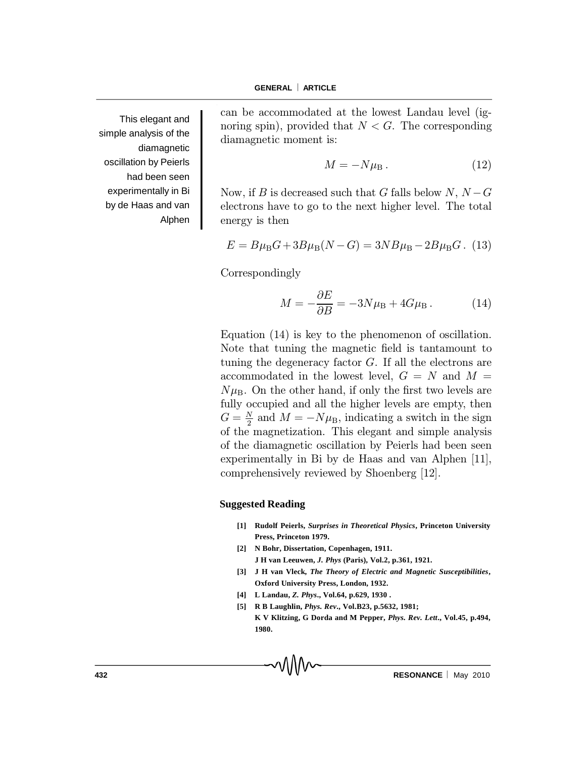can be accommodated at the lowest Landau level (ignoring spin), provided that $N < G$. The corresponding diamagnetic moment is:

$$M = -N\mu_{\mathrm{B}}\,. \tag{12}$$

Now, if $B$ is decreased such that $G$ falls below $N$, $N-G$ electrons have to go to the next higher level. The total energy is then

$$E = B\mu_{\mathrm{B}}G + 3B\mu_{\mathrm{B}}(N-G) = 3NB\mu_{\mathrm{B}} - 2B\mu_{\mathrm{B}}G\,. \tag{13}$$

Correspondingly

$$M = -\frac{\partial E}{\partial B} = -3N\mu_{\mathrm{B}} + 4G\mu_{\mathrm{B}}\,. \tag{14}$$

Equation (14) is key to the phenomenon of oscillation. Note that tuning the magnetic field is tantamount to tuning the degeneracy factor $G$. If all the electrons are accommodated in the lowest level, $G = N$ and $M = N\mu_{\mathrm{B}}$. On the other hand, if only the first two levels are fully occupied and all the higher levels are empty, then $G = \frac{N}{2}$ and $M = -N\mu_{\mathrm{B}}$, indicating a switch in the sign of the magnetization. This elegant and simple analysis of the diamagnetic oscillation by Peierls had been seen experimentally in Bi by de Haas and van Alphen [11], comprehensively reviewed by Shoenberg [12].

This elegant and simple analysis of the diamagnetic oscillation by Peierls had been seen experimentally in Bi by de Haas and van Alphen

## Suggested Reading

[1] **Rudolf Peierls, *Surprises in Theoretical Physics*, Princeton University Press, Princeton 1979.**

[2] **N Bohr, Dissertation, Copenhagen, 1911.**
**J H van Leeuwen, *J. Phys* (Paris), Vol.2, p.361, 1921.**

[3] **J H van Vleck, *The Theory of Electric and Magnetic Susceptibilities*, Oxford University Press, London, 1932.**

[4] **L Landau, *Z. Phys*., Vol.64, p.629, 1930 .**

[5] **R B Laughlin, *Phys. Rev*., Vol.B23, p.5632, 1981;**
**K V Klitzing, G Dorda and M Pepper, *Phys. Rev. Lett*., Vol.45, p.494, 1980.**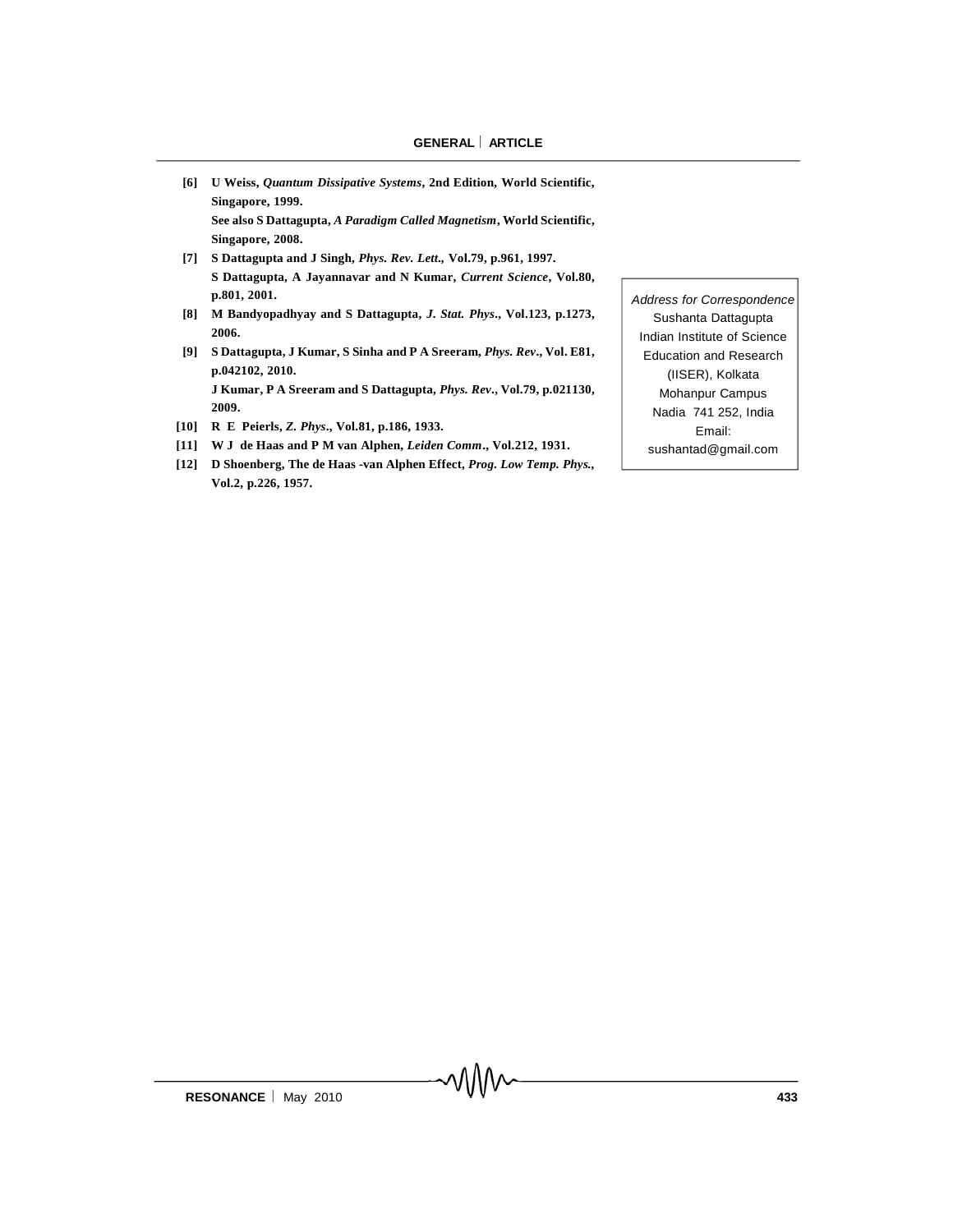[6] U Weiss, *Quantum Dissipative Systems*, 2nd Edition, World Scientific, Singapore, 1999.
See also S Dattagupta, *A Paradigm Called Magnetism*, World Scientific, Singapore, 2008.

[7] S Dattagupta and J Singh, *Phys. Rev. Lett.*, Vol.79, p.961, 1997.
S Dattagupta, A Jayannavar and N Kumar, *Current Science*, Vol.80, p.801, 2001.

[8] M Bandyopadhyay and S Dattagupta, *J. Stat. Phys*., Vol.123, p.1273, 2006.

[9] S Dattagupta, J Kumar, S Sinha and P A Sreeram, *Phys. Rev*., Vol. E81, p.042102, 2010.
J Kumar, P A Sreeram and S Dattagupta, *Phys. Rev*., Vol.79, p.021130, 2009.

[10] R E Peierls, *Z. Phys*., Vol.81, p.186, 1933.

[11] W J de Haas and P M van Alphen, *Leiden Comm*., Vol.212, 1931.

[12] D Shoenberg, The de Haas -van Alphen Effect, *Prog. Low Temp. Phys.*, Vol.2, p.226, 1957.

*Address for Correspondence*
Sushanta Dattagupta
Indian Institute of Science Education and Research (IISER), Kolkata
Mohanpur Campus
Nadia 741 252, India
Email:
sushantad@gmail.com